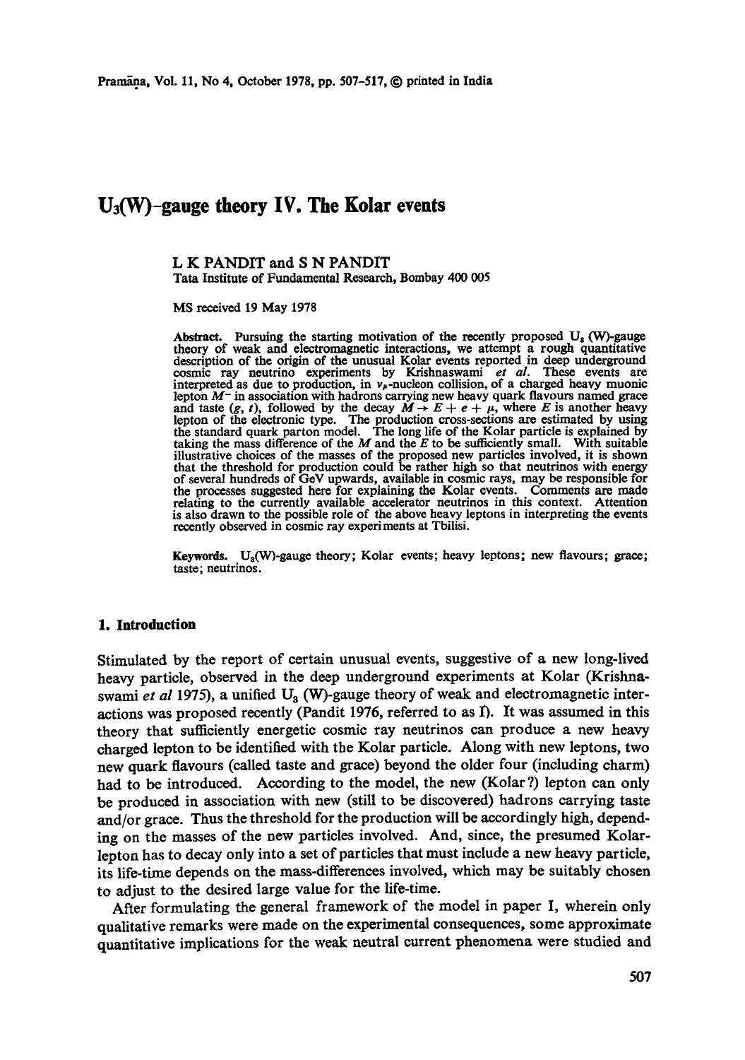# $U_3$(W)-gauge theory IV. The Kolar events

L K PANDIT and S N PANDIT

Tata Institute of Fundamental Research, Bombay 400 005

MS received 19 May 1978

**Abstract.** Pursuing the starting motivation of the recently proposed $U_3$ (W)-gauge theory of weak and electromagnetic interactions, we attempt a rough quantitative description of the origin of the unusual Kolar events reported in deep underground cosmic ray neutrino experiments by Krishnaswami *et al*. These events are interpreted as due to production, in $\nu_\mu$-nucleon collision, of a charged heavy muonic lepton $M^-$ in association with hadrons carrying new heavy quark flavours named grace and taste ($g$, $t$), followed by the decay $M \rightarrow E + e + \mu$, where $E$ is another heavy lepton of the electronic type. The production cross-sections are estimated by using the standard quark parton model. The long life of the Kolar particle is explained by taking the mass difference of the $M$ and the $E$ to be sufficiently small. With suitable illustrative choices of the masses of the proposed new particles involved, it is shown that the threshold for production could be rather high so that neutrinos with energy of several hundreds of GeV upwards, available in cosmic rays, may be responsible for the processes suggested here for explaining the Kolar events. Comments are made relating to the currently available accelerator neutrinos in this context. Attention is also drawn to the possible role of the above heavy leptons in interpreting the events recently observed in cosmic ray experiments at Tbilisi.

**Keywords.** $U_3$(W)-gauge theory; Kolar events; heavy leptons; new flavours; grace; taste; neutrinos.

## 1. Introduction

Stimulated by the report of certain unusual events, suggestive of a new long-lived heavy particle, observed in the deep underground experiments at Kolar (Krishnaswami *et al* 1975), a unified $U_3$ (W)-gauge theory of weak and electromagnetic interactions was proposed recently (Pandit 1976, referred to as I). It was assumed in this theory that sufficiently energetic cosmic ray neutrinos can produce a new heavy charged lepton to be identified with the Kolar particle. Along with new leptons, two new quark flavours (called taste and grace) beyond the older four (including charm) had to be introduced. According to the model, the new (Kolar?) lepton can only be produced in association with new (still to be discovered) hadrons carrying taste and/or grace. Thus the threshold for the production will be accordingly high, depending on the masses of the new particles involved. And, since, the presumed Kolar-lepton has to decay only into a set of particles that must include a new heavy particle, its life-time depends on the mass-differences involved, which may be suitably chosen to adjust to the desired large value for the life-time.

After formulating the general framework of the model in paper I, wherein only qualitative remarks were made on the experimental consequences, some approximate quantitative implications for the weak neutral current phenomena were studied and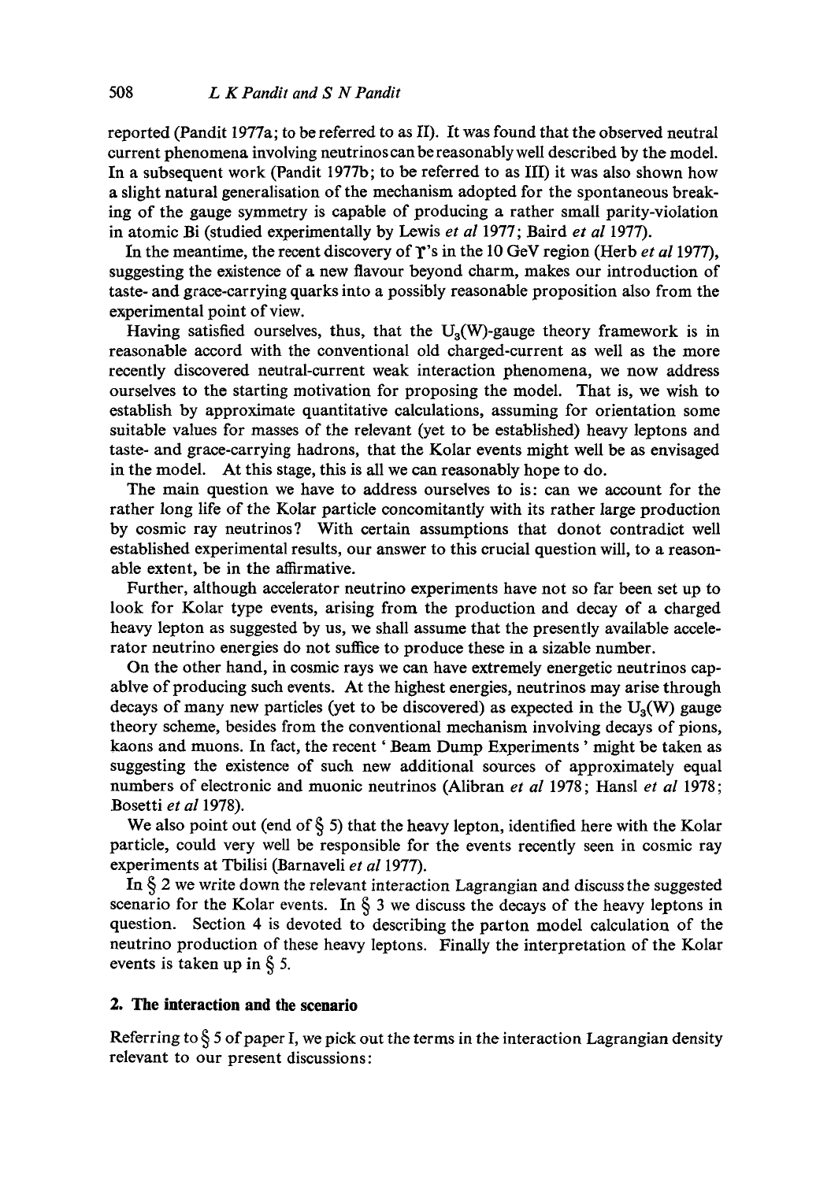reported (Pandit 1977a; to be referred to as II). It was found that the observed neutral current phenomena involving neutrinos can be reasonably well described by the model. In a subsequent work (Pandit 1977b; to be referred to as III) it was also shown how a slight natural generalisation of the mechanism adopted for the spontaneous breaking of the gauge symmetry is capable of producing a rather small parity-violation in atomic Bi (studied experimentally by Lewis *et al* 1977; Baird *et al* 1977).

In the meantime, the recent discovery of $\Upsilon$'s in the 10 GeV region (Herb *et al* 1977), suggesting the existence of a new flavour beyond charm, makes our introduction of taste- and grace-carrying quarks into a possibly reasonable proposition also from the experimental point of view.

Having satisfied ourselves, thus, that the $U_3(W)$-gauge theory framework is in reasonable accord with the conventional old charged-current as well as the more recently discovered neutral-current weak interaction phenomena, we now address ourselves to the starting motivation for proposing the model. That is, we wish to establish by approximate quantitative calculations, assuming for orientation some suitable values for masses of the relevant (yet to be established) heavy leptons and taste- and grace-carrying hadrons, that the Kolar events might well be as envisaged in the model. At this stage, this is all we can reasonably hope to do.

The main question we have to address ourselves to is: can we account for the rather long life of the Kolar particle concomitantly with its rather large production by cosmic ray neutrinos? With certain assumptions that donot contradict well established experimental results, our answer to this crucial question will, to a reasonable extent, be in the affirmative.

Further, although accelerator neutrino experiments have not so far been set up to look for Kolar type events, arising from the production and decay of a charged heavy lepton as suggested by us, we shall assume that the presently available accelerator neutrino energies do not suffice to produce these in a sizable number.

On the other hand, in cosmic rays we can have extremely energetic neutrinos capablve of producing such events. At the highest energies, neutrinos may arise through decays of many new particles (yet to be discovered) as expected in the $U_3(W)$ gauge theory scheme, besides from the conventional mechanism involving decays of pions, kaons and muons. In fact, the recent 'Beam Dump Experiments' might be taken as suggesting the existence of such new additional sources of approximately equal numbers of electronic and muonic neutrinos (Alibran *et al* 1978; Hansl *et al* 1978; Bosetti *et al* 1978).

We also point out (end of § 5) that the heavy lepton, identified here with the Kolar particle, could very well be responsible for the events recently seen in cosmic ray experiments at Tbilisi (Barnaveli *et al* 1977).

In § 2 we write down the relevant interaction Lagrangian and discuss the suggested scenario for the Kolar events. In § 3 we discuss the decays of the heavy leptons in question. Section 4 is devoted to describing the parton model calculation of the neutrino production of these heavy leptons. Finally the interpretation of the Kolar events is taken up in § 5.

## 2. The interaction and the scenario

Referring to § 5 of paper I, we pick out the terms in the interaction Lagrangian density relevant to our present discussions: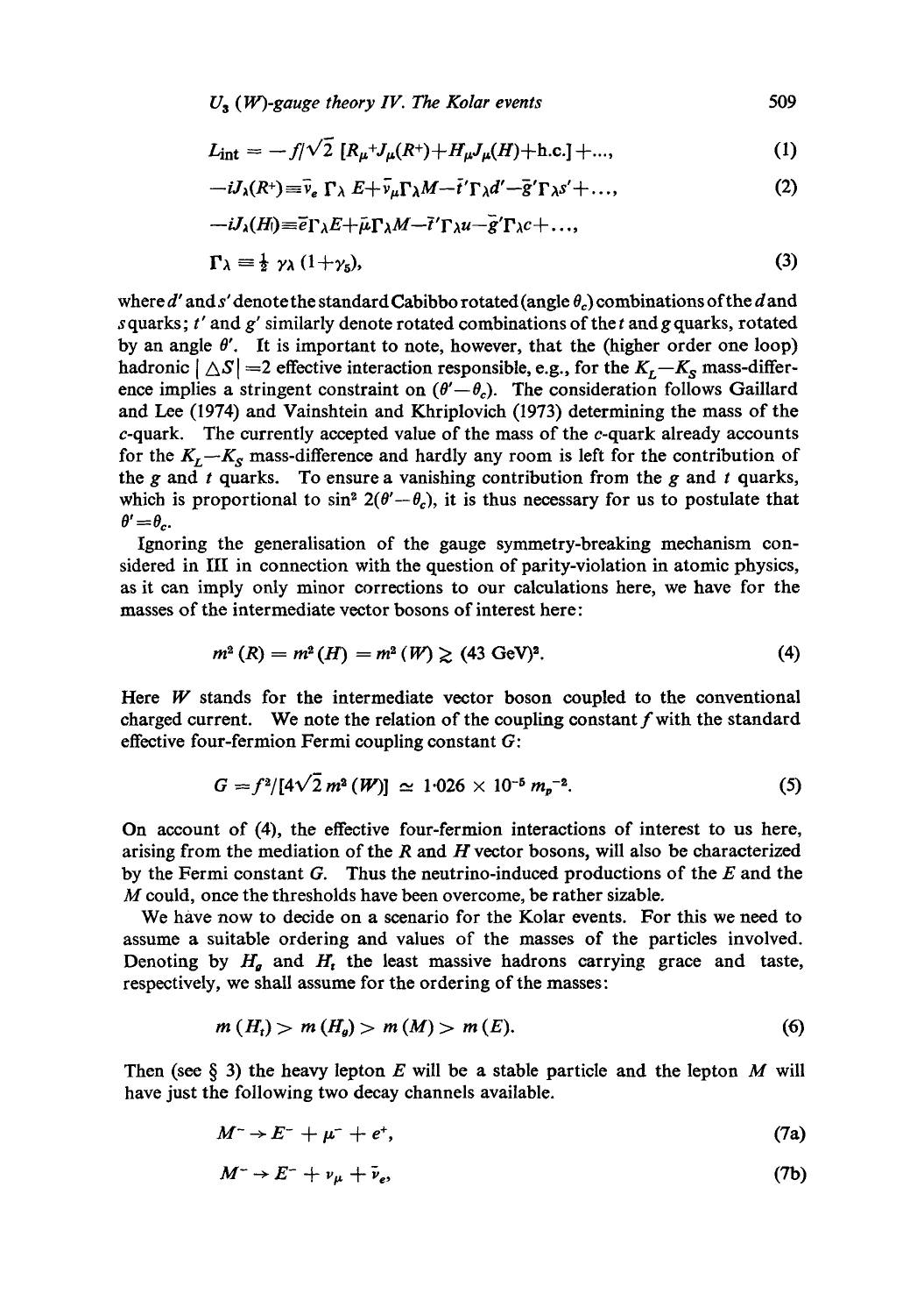$$L_{\text{int}} = -f/\sqrt{2}\,[R_\mu{}^+ J_\mu(R^+) + H_\mu J_\mu(H) + \text{h.c.}] + \ldots, \tag{1}$$

$$-iJ_\lambda(R^+) \equiv \bar{\nu}_e\,\Gamma_\lambda\,E + \bar{\nu}_\mu \Gamma_\lambda M - \bar{t}'\Gamma_\lambda d' - \bar{g}'\Gamma_\lambda s' + \ldots, \tag{2}$$

$$-iJ_\lambda(H) \equiv \bar{e}\Gamma_\lambda E + \bar{\mu}\Gamma_\lambda M - \bar{t}'\Gamma_\lambda u - \bar{g}'\Gamma_\lambda c + \ldots,$$

$$\Gamma_\lambda \equiv \tfrac{1}{2}\,\gamma_\lambda\,(1+\gamma_5), \tag{3}$$

where $d'$ and $s'$ denote the standard Cabibbo rotated (angle $\theta_c$) combinations of the $d$ and $s$ quarks; $t'$ and $g'$ similarly denote rotated combinations of the $t$ and $g$ quarks, rotated by an angle $\theta'$. It is important to note, however, that the (higher order one loop) hadronic $|\triangle S| = 2$ effective interaction responsible, e.g., for the $K_L - K_S$ mass-difference implies a stringent constraint on $(\theta' - \theta_c)$. The consideration follows Gaillard and Lee (1974) and Vainshtein and Khriplovich (1973) determining the mass of the $c$-quark. The currently accepted value of the mass of the $c$-quark already accounts for the $K_L - K_S$ mass-difference and hardly any room is left for the contribution of the $g$ and $t$ quarks. To ensure a vanishing contribution from the $g$ and $t$ quarks, which is proportional to $\sin^2 2(\theta' - \theta_c)$, it is thus necessary for us to postulate that $\theta' = \theta_c$.

Ignoring the generalisation of the gauge symmetry-breaking mechanism considered in III in connection with the question of parity-violation in atomic physics, as it can imply only minor corrections to our calculations here, we have for the masses of the intermediate vector bosons of interest here:

$$m^2(R) = m^2(H) = m^2(W) \gtrsim (43 \text{ GeV})^2. \tag{4}$$

Here $W$ stands for the intermediate vector boson coupled to the conventional charged current. We note the relation of the coupling constant $f$ with the standard effective four-fermion Fermi coupling constant $G$:

$$G = f^2/[4\sqrt{2}\,m^2(W)] \simeq 1{\cdot}026 \times 10^{-5}\,m_p{}^{-2}. \tag{5}$$

On account of (4), the effective four-fermion interactions of interest to us here, arising from the mediation of the $R$ and $H$ vector bosons, will also be characterized by the Fermi constant $G$. Thus the neutrino-induced productions of the $E$ and the $M$ could, once the thresholds have been overcome, be rather sizable.

We have now to decide on a scenario for the Kolar events. For this we need to assume a suitable ordering and values of the masses of the particles involved. Denoting by $H_g$ and $H_t$ the least massive hadrons carrying grace and taste, respectively, we shall assume for the ordering of the masses:

$$m(H_t) > m(H_g) > m(M) > m(E). \tag{6}$$

Then (see § 3) the heavy lepton $E$ will be a stable particle and the lepton $M$ will have just the following two decay channels available.

$$M^- \to E^- + \mu^- + e^+, \tag{7a}$$

$$M^- \to E^- + \nu_\mu + \bar{\nu}_e, \tag{7b}$$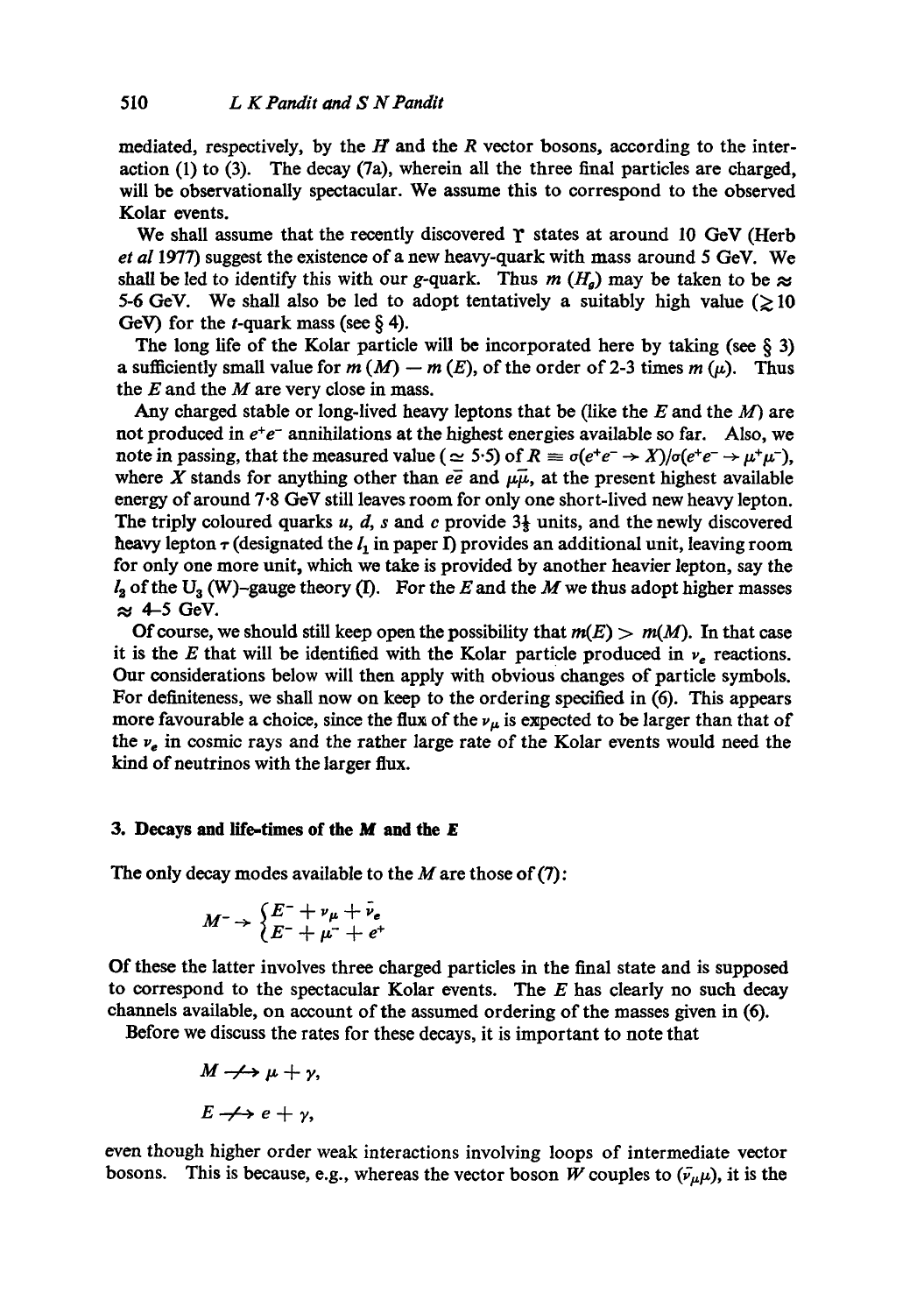mediated, respectively, by the $H$ and the $R$ vector bosons, according to the interaction (1) to (3). The decay (7a), wherein all the three final particles are charged, will be observationally spectacular. We assume this to correspond to the observed Kolar events.

We shall assume that the recently discovered $\Upsilon$ states at around 10 GeV (Herb *et al* 1977) suggest the existence of a new heavy-quark with mass around 5 GeV. We shall be led to identify this with our $g$-quark. Thus $m(H_g)$ may be taken to be $\approx$ 5-6 GeV. We shall also be led to adopt tentatively a suitably high value ($\gtrsim 10$ GeV) for the $t$-quark mass (see § 4).

The long life of the Kolar particle will be incorporated here by taking (see § 3) a sufficiently small value for $m(M) - m(E)$, of the order of 2-3 times $m(\mu)$. Thus the $E$ and the $M$ are very close in mass.

Any charged stable or long-lived heavy leptons that be (like the $E$ and the $M$) are not produced in $e^+e^-$ annihilations at the highest energies available so far. Also, we note in passing, that the measured value ($\simeq 5{\cdot}5$) of $R \equiv \sigma(e^+e^- \to X)/\sigma(e^+e^- \to \mu^+\mu^-)$, where $X$ stands for anything other than $e\bar{e}$ and $\mu\bar{\mu}$, at the present highest available energy of around 7·8 GeV still leaves room for only one short-lived new heavy lepton. The triply coloured quarks $u$, $d$, $s$ and $c$ provide $3\frac{1}{3}$ units, and the newly discovered heavy lepton $\tau$ (designated the $l_1$ in paper I) provides an additional unit, leaving room for only one more unit, which we take is provided by another heavier lepton, say the $l_2$ of the $U_3$ (W)-gauge theory (I). For the $E$ and the $M$ we thus adopt higher masses $\approx$ 4-5 GeV.

Of course, we should still keep open the possibility that $m(E) > m(M)$. In that case it is the $E$ that will be identified with the Kolar particle produced in $\nu_e$ reactions. Our considerations below will then apply with obvious changes of particle symbols. For definiteness, we shall now on keep to the ordering specified in (6). This appears more favourable a choice, since the flux of the $\nu_\mu$ is expected to be larger than that of the $\nu_e$ in cosmic rays and the rather large rate of the Kolar events would need the kind of neutrinos with the larger flux.

## 3. Decays and life-times of the M and the E

The only decay modes available to the $M$ are those of (7):

$$M^- \to \begin{cases} E^- + \nu_\mu + \bar{\nu}_e \\ E^- + \mu^- + e^+ \end{cases}$$

Of these the latter involves three charged particles in the final state and is supposed to correspond to the spectacular Kolar events. The $E$ has clearly no such decay channels available, on account of the assumed ordering of the masses given in (6).

Before we discuss the rates for these decays, it is important to note that

$$M \not\to \mu + \gamma,$$

$$E \not\to e + \gamma,$$

even though higher order weak interactions involving loops of intermediate vector bosons. This is because, e.g., whereas the vector boson $W$ couples to $(\bar{\nu}_\mu\mu)$, it is the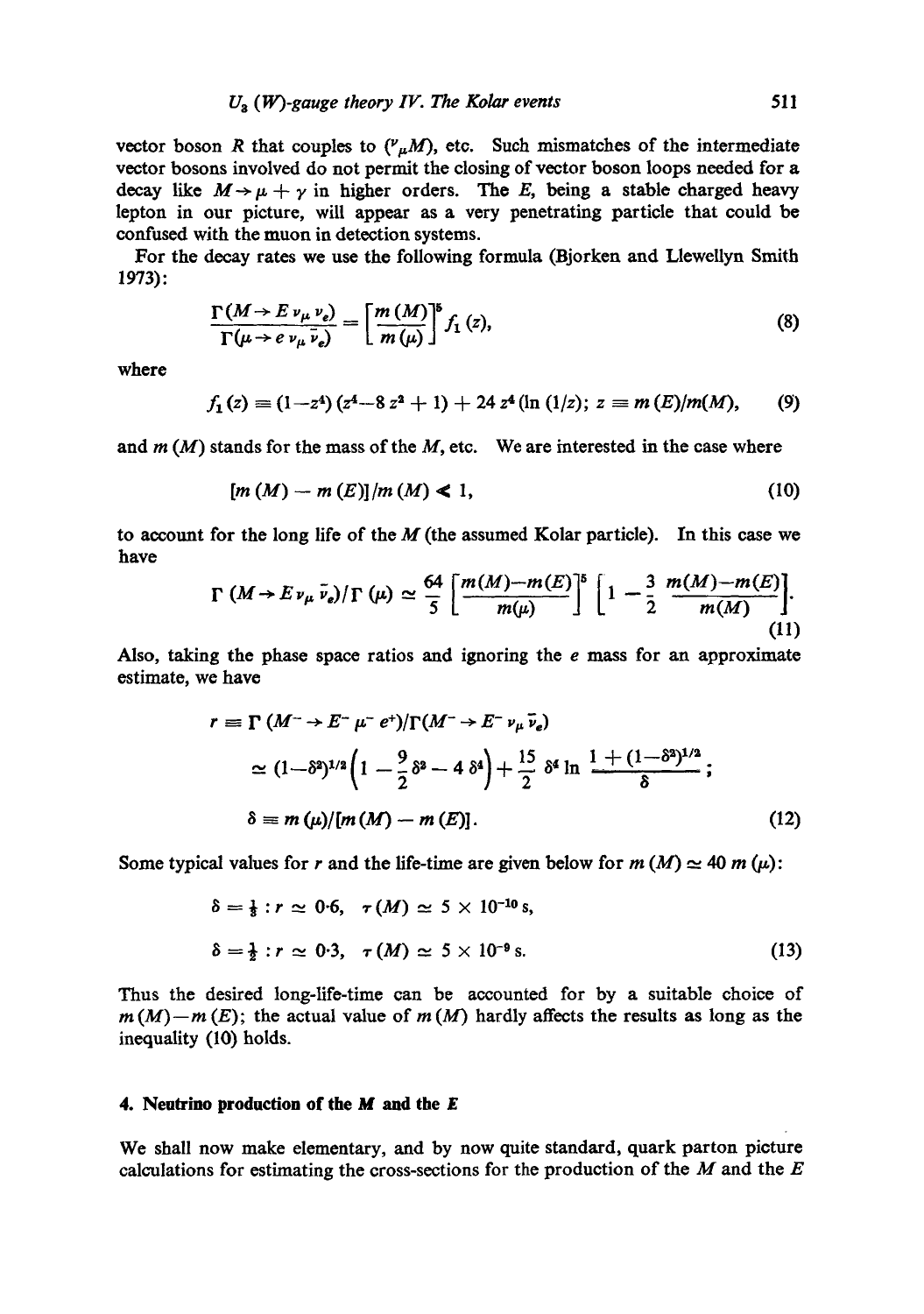vector boson $R$ that couples to $(\nu_\mu M)$, etc. Such mismatches of the intermediate vector bosons involved do not permit the closing of vector boson loops needed for a decay like $M \to \mu + \gamma$ in higher orders. The $E$, being a stable charged heavy lepton in our picture, will appear as a very penetrating particle that could be confused with the muon in detection systems.

For the decay rates we use the following formula (Bjorken and Llewellyn Smith 1973):

$$\frac{\Gamma(M \to E\, \nu_\mu\, \nu_e)}{\Gamma(\mu \to e\, \nu_\mu\, \bar{\nu}_e)} = \left[\frac{m(M)}{m(\mu)}\right]^5 f_1(z), \tag{8}$$

where

$$f_1(z) \equiv (1 - z^4)(z^4 - 8z^2 + 1) + 24 z^4 (\ln (1/z); \; z \equiv m(E)/m(M), \tag{9}$$

and $m(M)$ stands for the mass of the $M$, etc. We are interested in the case where

$$[m(M) - m(E)]/m(M) \ll 1, \tag{10}$$

to account for the long life of the $M$ (the assumed Kolar particle). In this case we have

$$\Gamma(M \to E\, \nu_\mu\, \bar{\nu}_e)/\Gamma(\mu) \simeq \frac{64}{5}\left[\frac{m(M) - m(E)}{m(\mu)}\right]^5 \left[1 - \frac{3}{2}\,\frac{m(M) - m(E)}{m(M)}\right]. \tag{11}$$

Also, taking the phase space ratios and ignoring the $e$ mass for an approximate estimate, we have

$$\begin{aligned} r &\equiv \Gamma(M^- \to E^-\, \mu^-\, e^+)/\Gamma(M^- \to E^-\, \nu_\mu\, \bar{\nu}_e) \\ &\simeq (1 - \delta^2)^{1/2}\left(1 - \frac{9}{2}\delta^2 - 4\delta^4\right) + \frac{15}{2}\delta^4 \ln \frac{1 + (1 - \delta^2)^{1/2}}{\delta}; \\ \delta &\equiv m(\mu)/[m(M) - m(E)]. \end{aligned} \tag{12}$$

Some typical values for $r$ and the life-time are given below for $m(M) \simeq 40\, m(\mu)$:

$$\begin{aligned} \delta &= \tfrac{1}{3} : r \simeq 0{\cdot}6, \quad \tau(M) \simeq 5 \times 10^{-10}\,\text{s}, \\ \delta &= \tfrac{1}{2} : r \simeq 0{\cdot}3, \quad \tau(M) \simeq 5 \times 10^{-9}\,\text{s}. \end{aligned} \tag{13}$$

Thus the desired long-life-time can be accounted for by a suitable choice of $m(M) - m(E)$; the actual value of $m(M)$ hardly affects the results as long as the inequality (10) holds.

## 4. Neutrino production of the $M$ and the $E$

We shall now make elementary, and by now quite standard, quark parton picture calculations for estimating the cross-sections for the production of the $M$ and the $E$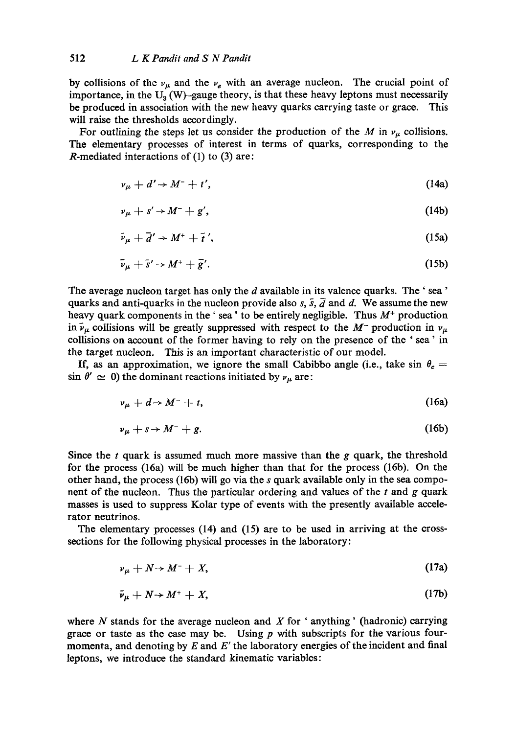by collisions of the $\nu_\mu$ and the $\nu_e$ with an average nucleon. The crucial point of importance, in the $U_3$ (W)-gauge theory, is that these heavy leptons must necessarily be produced in association with the new heavy quarks carrying taste or grace. This will raise the thresholds accordingly.

For outlining the steps let us consider the production of the $M$ in $\nu_\mu$ collisions. The elementary processes of interest in terms of quarks, corresponding to the $R$-mediated interactions of (1) to (3) are:

$$\nu_\mu + d' \rightarrow M^- + t', \tag{14a}$$

$$\nu_\mu + s' \rightarrow M^- + g', \tag{14b}$$

$$\bar{\nu}_\mu + \bar{d}' \rightarrow M^+ + \bar{t}', \tag{15a}$$

$$\bar{\nu}_\mu + \bar{s}' \rightarrow M^+ + \bar{g}'. \tag{15b}$$

The average nucleon target has only the $d$ available in its valence quarks. The 'sea' quarks and anti-quarks in the nucleon provide also $s$, $\bar{s}$, $\bar{d}$ and $d$. We assume the new heavy quark components in the 'sea' to be entirely negligible. Thus $M^+$ production in $\bar{\nu}_\mu$ collisions will be greatly suppressed with respect to the $M^-$ production in $\nu_\mu$ collisions on account of the former having to rely on the presence of the 'sea' in the target nucleon. This is an important characteristic of our model.

If, as an approximation, we ignore the small Cabibbo angle (i.e., take $\sin \theta_c = \sin \theta' \simeq 0$) the dominant reactions initiated by $\nu_\mu$ are:

$$\nu_\mu + d \rightarrow M^- + t, \tag{16a}$$

$$\nu_\mu + s \rightarrow M^- + g. \tag{16b}$$

Since the $t$ quark is assumed much more massive than the $g$ quark, the threshold for the process (16a) will be much higher than that for the process (16b). On the other hand, the process (16b) will go via the $s$ quark available only in the sea component of the nucleon. Thus the particular ordering and values of the $t$ and $g$ quark masses is used to suppress Kolar type of events with the presently available accelerator neutrinos.

The elementary processes (14) and (15) are to be used in arriving at the cross-sections for the following physical processes in the laboratory:

$$\nu_\mu + N \rightarrow M^- + X, \tag{17a}$$

$$\bar{\nu}_\mu + N \rightarrow M^+ + X, \tag{17b}$$

where $N$ stands for the average nucleon and $X$ for 'anything' (hadronic) carrying grace or taste as the case may be. Using $p$ with subscripts for the various four-momenta, and denoting by $E$ and $E'$ the laboratory energies of the incident and final leptons, we introduce the standard kinematic variables: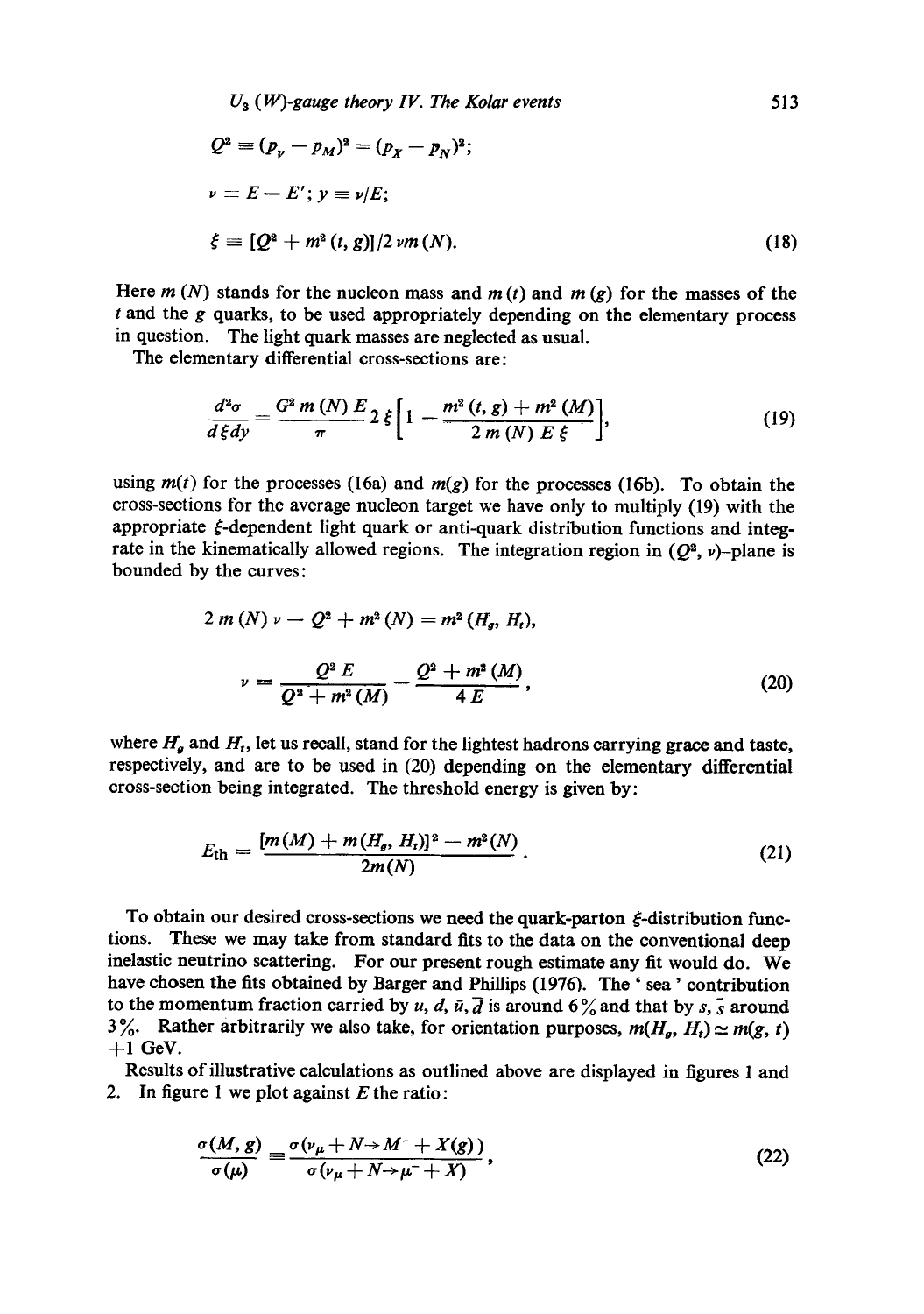$$Q^2 \equiv (p_\nu - p_M)^2 = (p_X - p_N)^2;$$

$$\nu \equiv E - E'; \; y \equiv \nu / E;$$

$$\xi \equiv [Q^2 + m^2(t, g)]/2\,\nu m(N). \tag{18}$$

Here $m(N)$ stands for the nucleon mass and $m(t)$ and $m(g)$ for the masses of the $t$ and the $g$ quarks, to be used appropriately depending on the elementary process in question. The light quark masses are neglected as usual.

The elementary differential cross-sections are:

$$\frac{d^2\sigma}{d\xi dy} = \frac{G^2 m(N) E}{\pi} 2\,\xi \left[1 - \frac{m^2(t, g) + m^2(M)}{2\,m(N)\,E\,\xi}\right], \tag{19}$$

using $m(t)$ for the processes (16a) and $m(g)$ for the processes (16b). To obtain the cross-sections for the average nucleon target we have only to multiply (19) with the appropriate $\xi$-dependent light quark or anti-quark distribution functions and integrate in the kinematically allowed regions. The integration region in $(Q^2, \nu)$-plane is bounded by the curves:

$$2\,m(N)\,\nu - Q^2 + m^2(N) = m^2(H_g, H_t),$$

$$\nu = \frac{Q^2 E}{Q^2 + m^2(M)} - \frac{Q^2 + m^2(M)}{4E}, \tag{20}$$

where $H_g$ and $H_t$, let us recall, stand for the lightest hadrons carrying grace and taste, respectively, and are to be used in (20) depending on the elementary differential cross-section being integrated. The threshold energy is given by:

$$E_{\text{th}} = \frac{[m(M) + m(H_g, H_t)]^2 - m^2(N)}{2m(N)}. \tag{21}$$

To obtain our desired cross-sections we need the quark-parton $\xi$-distribution functions. These we may take from standard fits to the data on the conventional deep inelastic neutrino scattering. For our present rough estimate any fit would do. We have chosen the fits obtained by Barger and Phillips (1976). The 'sea' contribution to the momentum fraction carried by $u, d, \bar{u}, \bar{d}$ is around 6% and that by $s, \bar{s}$ around 3%. Rather arbitrarily we also take, for orientation purposes, $m(H_g, H_t) \simeq m(g, t) + 1$ GeV.

Results of illustrative calculations as outlined above are displayed in figures 1 and 2. In figure 1 we plot against $E$ the ratio:

$$\frac{\sigma(M, g)}{\sigma(\mu)} \equiv \frac{\sigma(\nu_\mu + N \to M^- + X(g))}{\sigma(\nu_\mu + N \to \mu^- + X)}, \tag{22}$$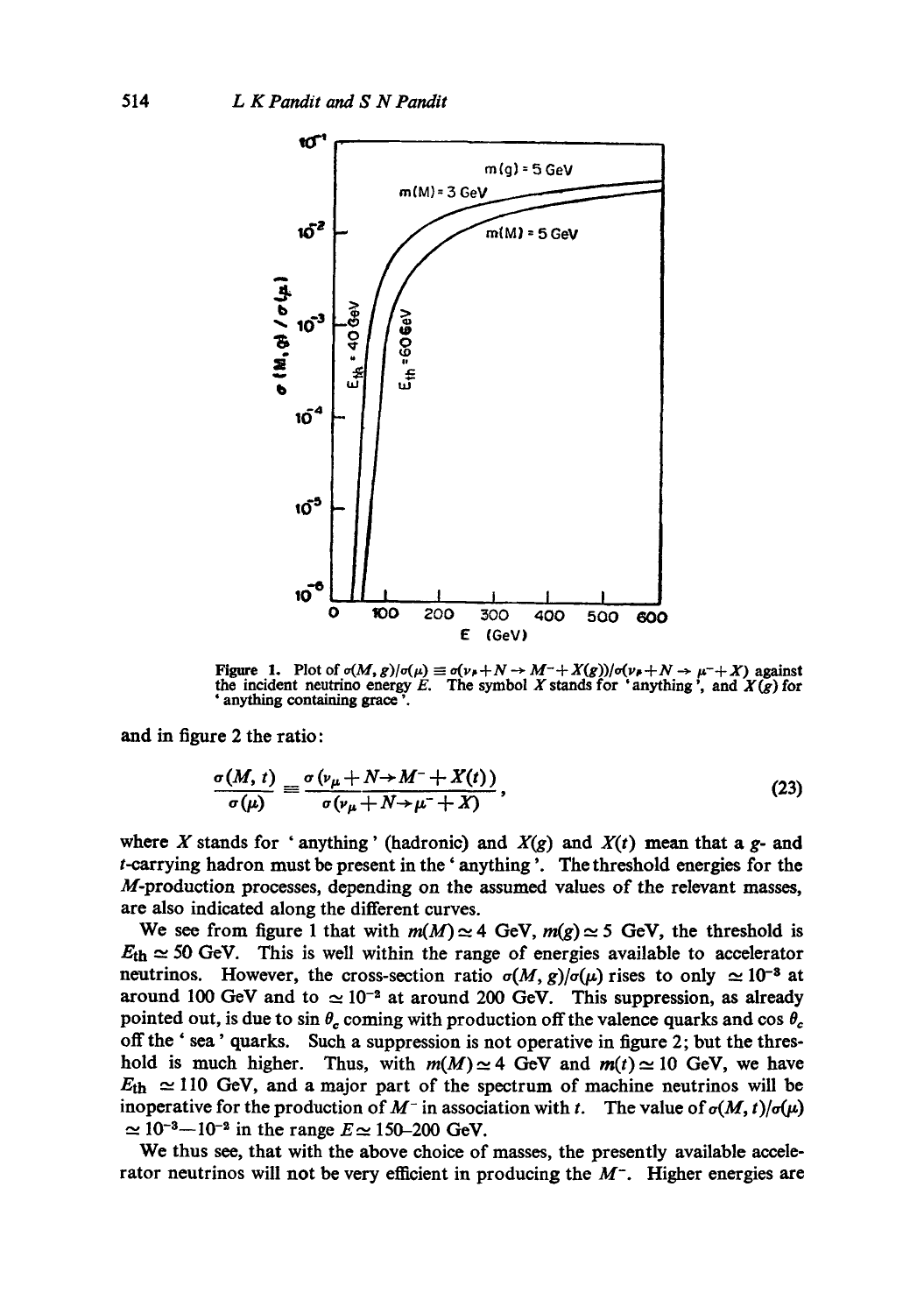Figure 1. Plot of $\sigma(M, g)/\sigma(\mu) \equiv \sigma(\nu_\mu + N \to M^- + X(g))/\sigma(\nu_\mu + N \to \mu^- + X)$ against the incident neutrino energy $E$. The symbol $X$ stands for 'anything', and $X(g)$ for 'anything containing grace'.

and in figure 2 the ratio:

$$\frac{\sigma(M, t)}{\sigma(\mu)} \equiv \frac{\sigma(\nu_\mu + N \to M^- + X(t))}{\sigma(\nu_\mu + N \to \mu^- + X)}, \tag{23}$$

where $X$ stands for 'anything' (hadronic) and $X(g)$ and $X(t)$ mean that a $g$- and $t$-carrying hadron must be present in the 'anything'. The threshold energies for the $M$-production processes, depending on the assumed values of the relevant masses, are also indicated along the different curves.

We see from figure 1 that with $m(M) \simeq 4$ GeV, $m(g) \simeq 5$ GeV, the threshold is $E_{th} \simeq 50$ GeV. This is well within the range of energies available to accelerator neutrinos. However, the cross-section ratio $\sigma(M, g)/\sigma(\mu)$ rises to only $\simeq 10^{-3}$ at around 100 GeV and to $\simeq 10^{-2}$ at around 200 GeV. This suppression, as already pointed out, is due to $\sin \theta_c$ coming with production off the valence quarks and $\cos \theta_c$ off the 'sea' quarks. Such a suppression is not operative in figure 2; but the threshold is much higher. Thus, with $m(M) \simeq 4$ GeV and $m(t) \simeq 10$ GeV, we have $E_{th} \simeq 110$ GeV, and a major part of the spectrum of machine neutrinos will be inoperative for the production of $M^-$ in association with $t$. The value of $\sigma(M, t)/\sigma(\mu) \simeq 10^{-3}$—$10^{-2}$ in the range $E \simeq 150$–$200$ GeV.

We thus see, that with the above choice of masses, the presently available accelerator neutrinos will not be very efficient in producing the $M^-$. Higher energies are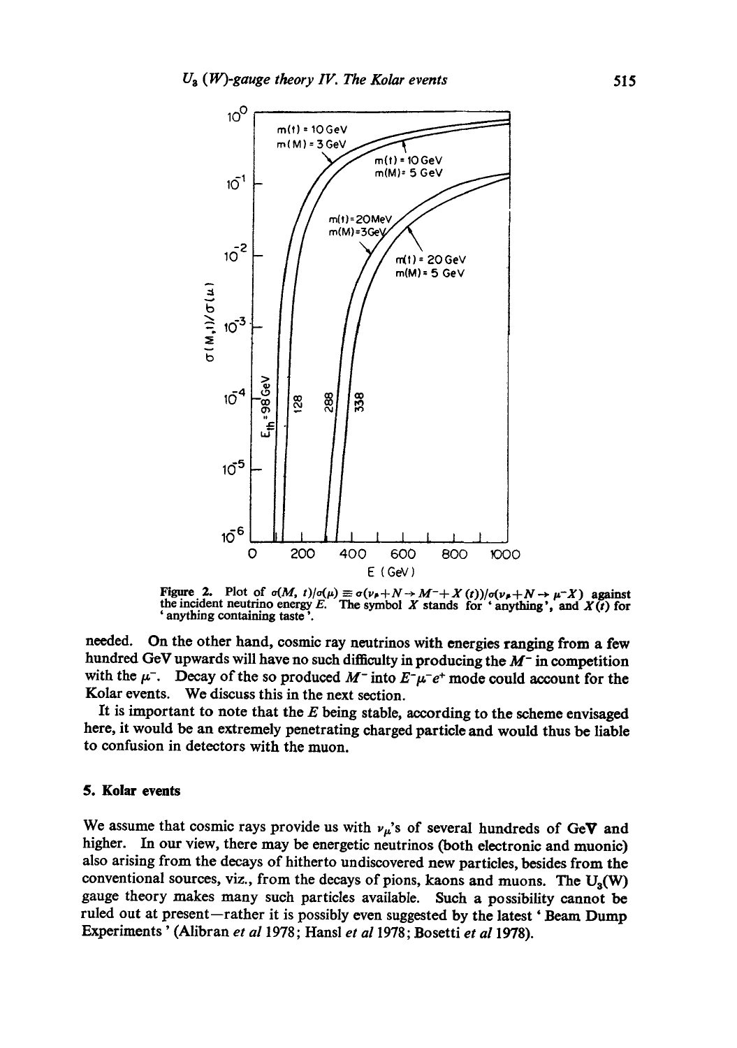**Figure 2.** Plot of $\sigma(M, t)/\sigma(\mu) \equiv \sigma(\nu_\mu + N \to M^- + X(t))/\sigma(\nu_\mu + N \to \mu^- X)$ against the incident neutrino energy $E$. The symbol $X$ stands for 'anything', and $X(t)$ for 'anything containing taste'.

needed. On the other hand, cosmic ray neutrinos with energies ranging from a few hundred GeV upwards will have no such difficulty in producing the $M^-$ in competition with the $\mu^-$. Decay of the so produced $M^-$ into $E^-\mu^-e^+$ mode could account for the Kolar events. We discuss this in the next section.

It is important to note that the $E$ being stable, according to the scheme envisaged here, it would be an extremely penetrating charged particle and would thus be liable to confusion in detectors with the muon.

## 5. Kolar events

We assume that cosmic rays provide us with $\nu_\mu$'s of several hundreds of GeV and higher. In our view, there may be energetic neutrinos (both electronic and muonic) also arising from the decays of hitherto undiscovered new particles, besides from the conventional sources, viz., from the decays of pions, kaons and muons. The $U_3(W)$ gauge theory makes many such particles available. Such a possibility cannot be ruled out at present—rather it is possibly even suggested by the latest 'Beam Dump Experiments' (Alibran *et al* 1978; Hansl *et al* 1978; Bosetti *et al* 1978).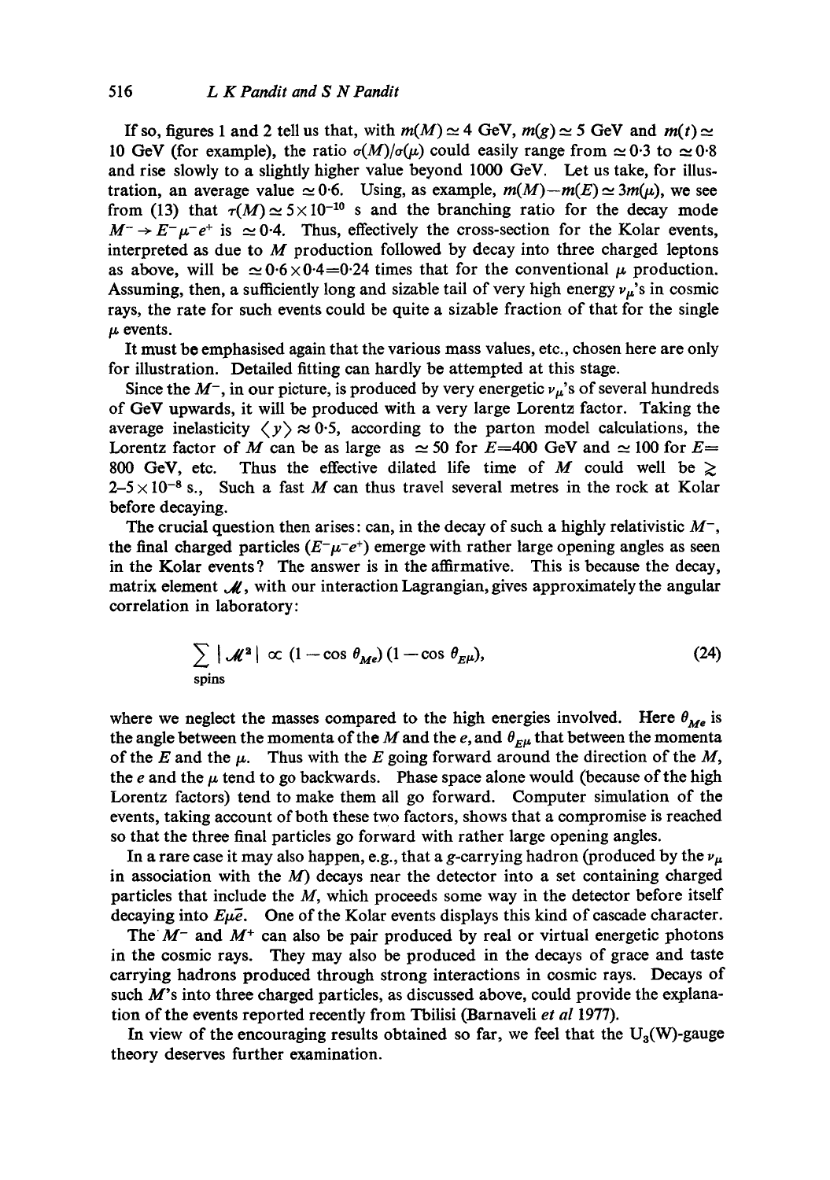If so, figures 1 and 2 tell us that, with $m(M) \simeq 4$ GeV, $m(g) \simeq 5$ GeV and $m(t) \simeq 10$ GeV (for example), the ratio $\sigma(M)/\sigma(\mu)$ could easily range from $\simeq 0{\cdot}3$ to $\simeq 0{\cdot}8$ and rise slowly to a slightly higher value beyond 1000 GeV. Let us take, for illustration, an average value $\simeq 0{\cdot}6$. Using, as example, $m(M) - m(E) \simeq 3m(\mu)$, we see from (13) that $\tau(M) \simeq 5 \times 10^{-10}$ s and the branching ratio for the decay mode $M^- \to E^- \mu^- e^+$ is $\simeq 0{\cdot}4$. Thus, effectively the cross-section for the Kolar events, interpreted as due to $M$ production followed by decay into three charged leptons as above, will be $\simeq 0{\cdot}6 \times 0{\cdot}4 = 0{\cdot}24$ times that for the conventional $\mu$ production. Assuming, then, a sufficiently long and sizable tail of very high energy $\nu_\mu$'s in cosmic rays, the rate for such events could be quite a sizable fraction of that for the single $\mu$ events.

It must be emphasised again that the various mass values, etc., chosen here are only for illustration. Detailed fitting can hardly be attempted at this stage.

Since the $M^-$, in our picture, is produced by very energetic $\nu_\mu$'s of several hundreds of GeV upwards, it will be produced with a very large Lorentz factor. Taking the average inelasticity $\langle y \rangle \approx 0{\cdot}5$, according to the parton model calculations, the Lorentz factor of $M$ can be as large as $\simeq 50$ for $E = 400$ GeV and $\simeq 100$ for $E = 800$ GeV, etc. Thus the effective dilated life time of $M$ could well be $\gtrsim 2\text{–}5 \times 10^{-8}$ s., Such a fast $M$ can thus travel several metres in the rock at Kolar before decaying.

The crucial question then arises: can, in the decay of such a highly relativistic $M^-$, the final charged particles $(E^- \mu^- e^+)$ emerge with rather large opening angles as seen in the Kolar events? The answer is in the affirmative. This is because the decay, matrix element $\mathcal{M}$, with our interaction Lagrangian, gives approximately the angular correlation in laboratory:

$$\sum_{\text{spins}} |\mathcal{M}^2| \propto (1 - \cos \theta_{Me})(1 - \cos \theta_{E\mu}), \tag{24}$$

where we neglect the masses compared to the high energies involved. Here $\theta_{Me}$ is the angle between the momenta of the $M$ and the $e$, and $\theta_{E\mu}$ that between the momenta of the $E$ and the $\mu$. Thus with the $E$ going forward around the direction of the $M$, the $e$ and the $\mu$ tend to go backwards. Phase space alone would (because of the high Lorentz factors) tend to make them all go forward. Computer simulation of the events, taking account of both these two factors, shows that a compromise is reached so that the three final particles go forward with rather large opening angles.

In a rare case it may also happen, e.g., that a $g$-carrying hadron (produced by the $\nu_\mu$ in association with the $M$) decays near the detector into a set containing charged particles that include the $M$, which proceeds some way in the detector before itself decaying into $E\mu\bar{e}$. One of the Kolar events displays this kind of cascade character.

The $M^-$ and $M^+$ can also be pair produced by real or virtual energetic photons in the cosmic rays. They may also be produced in the decays of grace and taste carrying hadrons produced through strong interactions in cosmic rays. Decays of such $M$'s into three charged particles, as discussed above, could provide the explanation of the events reported recently from Tbilisi (Barnaveli *et al* 1977).

In view of the encouraging results obtained so far, we feel that the $U_3(W)$-gauge theory deserves further examination.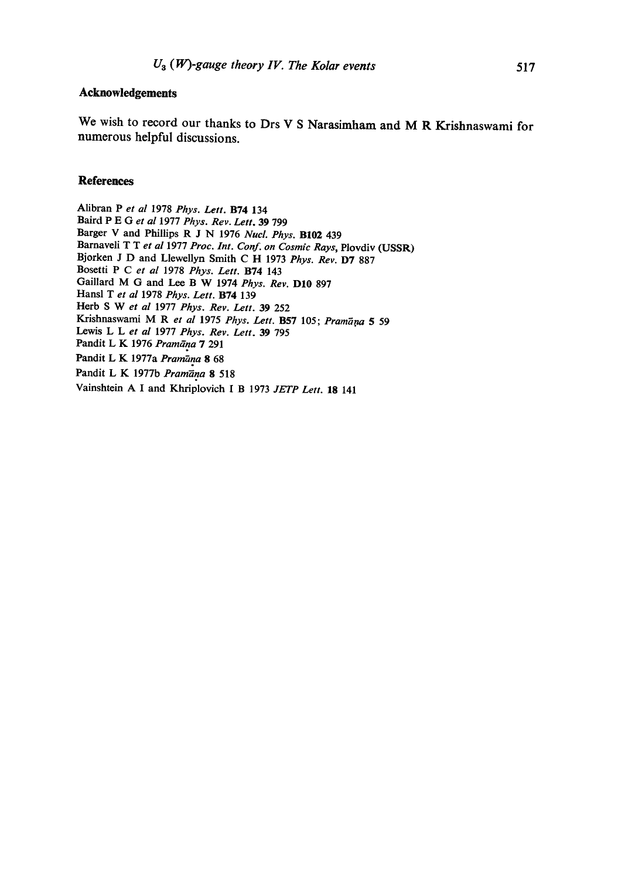## Acknowledgements

We wish to record our thanks to Drs V S Narasimham and M R Krishnaswami for numerous helpful discussions.

## References

Alibran P *et al* 1978 *Phys. Lett.* **B74** 134
Baird P E G *et al* 1977 *Phys. Rev. Lett.* **39** 799
Barger V and Phillips R J N 1976 *Nucl. Phys.* **B102** 439
Barnaveli T T *et al* 1977 *Proc. Int. Conf. on Cosmic Rays*, Plovdiv (USSR)
Bjorken J D and Llewellyn Smith C H 1973 *Phys. Rev.* **D7** 887
Bosetti P C *et al* 1978 *Phys. Lett.* **B74** 143
Gaillard M G and Lee B W 1974 *Phys. Rev.* **D10** 897
Hansl T *et al* 1978 *Phys. Lett.* **B74** 139
Herb S W *et al* 1977 *Phys. Rev. Lett.* **39** 252
Krishnaswami M R *et al* 1975 *Phys. Lett.* **B57** 105; *Pramāṇa* **5** 59
Lewis L L *et al* 1977 *Phys. Rev. Lett.* **39** 795
Pandit L K 1976 *Pramāṇa* **7** 291
Pandit L K 1977a *Pramāṇa* **8** 68
Pandit L K 1977b *Pramāṇa* **8** 518
Vainshtein A I and Khriplovich I B 1973 *JETP Lett.* **18** 141